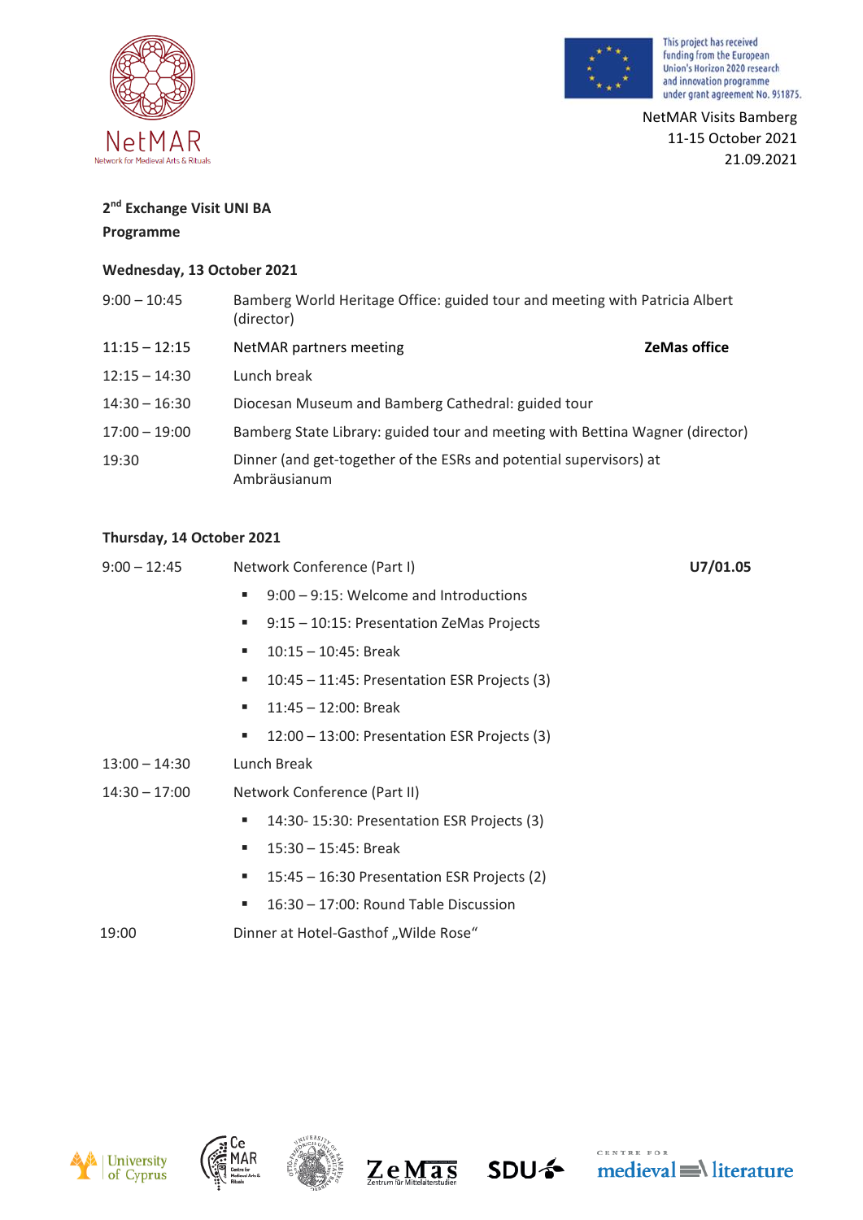This project has received funding from the European Union's Horizon 2020 research and innovation programme under grant agreement No. 951875.

NetMAR Visits Bamberg
11-15 October 2021
21.09.2021

## 2nd Exchange Visit UNI BA

**Programme**

### Wednesday, 13 October 2021

| | | |
|---|---|---|
| 9:00 – 10:45 | Bamberg World Heritage Office: guided tour and meeting with Patricia Albert (director) | |
| 11:15 – 12:15 | NetMAR partners meeting | **ZeMas office** |
| 12:15 – 14:30 | Lunch break | |
| 14:30 – 16:30 | Diocesan Museum and Bamberg Cathedral: guided tour | |
| 17:00 – 19:00 | Bamberg State Library: guided tour and meeting with Bettina Wagner (director) | |
| 19:30 | Dinner (and get-together of the ESRs and potential supervisors) at Ambräusianum | |

### Thursday, 14 October 2021

9:00 – 12:45 Network Conference (Part I) **U7/01.05**

- 9:00 – 9:15: Welcome and Introductions
- 9:15 – 10:15: Presentation ZeMas Projects
- 10:15 – 10:45: Break
- 10:45 – 11:45: Presentation ESR Projects (3)
- 11:45 – 12:00: Break
- 12:00 – 13:00: Presentation ESR Projects (3)

13:00 – 14:30 Lunch Break

14:30 – 17:00 Network Conference (Part II)

- 14:30- 15:30: Presentation ESR Projects (3)
- 15:30 – 15:45: Break
- 15:45 – 16:30 Presentation ESR Projects (2)
- 16:30 – 17:00: Round Table Discussion

19:00 Dinner at Hotel-Gasthof „Wilde Rose“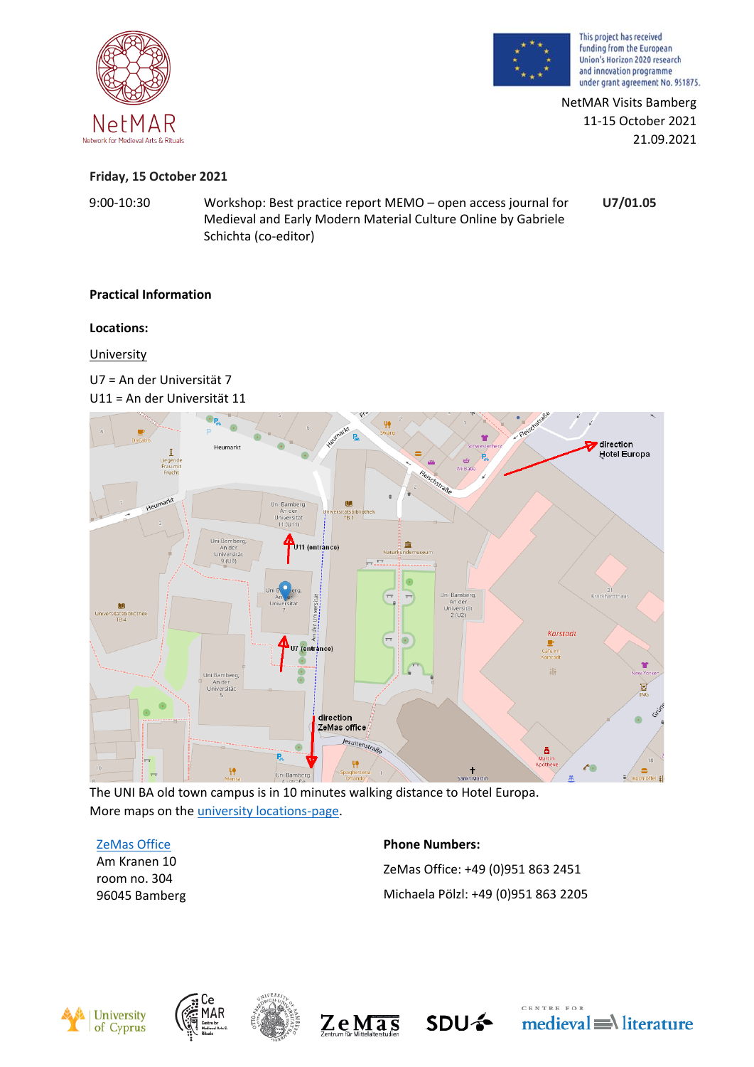NetMAR Visits Bamberg
11-15 October 2021
21.09.2021

**Friday, 15 October 2021**

| | | |
|---|---|---|
| 9:00-10:30 | Workshop: Best practice report MEMO – open access journal for Medieval and Early Modern Material Culture Online by Gabriele Schichta (co-editor) | **U7/01.05** |

**Practical Information**

**Locations:**

University

U7 = An der Universität 7
U11 = An der Universität 11

The UNI BA old town campus is in 10 minutes walking distance to Hotel Europa.
More maps on the university locations-page.

ZeMas Office
Am Kranen 10
room no. 304
96045 Bamberg

**Phone Numbers:**

ZeMas Office: +49 (0)951 863 2451

Michaela Pölzl: +49 (0)951 863 2205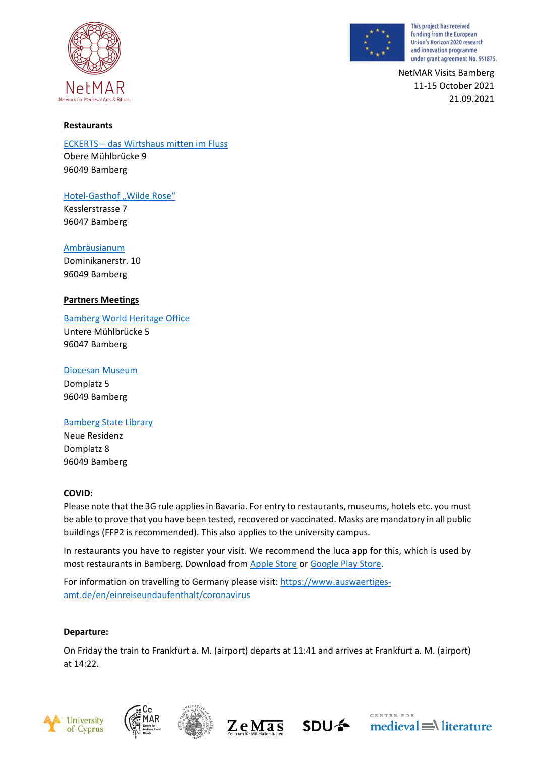NetMAR Visits Bamberg
11-15 October 2021
21.09.2021

## Restaurants

ECKERTS – das Wirtshaus mitten im Fluss
Obere Mühlbrücke 9
96049 Bamberg

Hotel-Gasthof „Wilde Rose"
Kesslerstrasse 7
96047 Bamberg

Ambräusianum
Dominikanerstr. 10
96049 Bamberg

## Partners Meetings

Bamberg World Heritage Office
Untere Mühlbrücke 5
96047 Bamberg

Diocesan Museum
Domplatz 5
96049 Bamberg

Bamberg State Library
Neue Residenz
Domplatz 8
96049 Bamberg

**COVID:**

Please note that the 3G rule applies in Bavaria. For entry to restaurants, museums, hotels etc. you must be able to prove that you have been tested, recovered or vaccinated. Masks are mandatory in all public buildings (FFP2 is recommended). This also applies to the university campus.

In restaurants you have to register your visit. We recommend the luca app for this, which is used by most restaurants in Bamberg. Download from Apple Store or Google Play Store.

For information on travelling to Germany please visit: https://www.auswaertiges-amt.de/en/einreiseundaufenthalt/coronavirus

**Departure:**

On Friday the train to Frankfurt a. M. (airport) departs at 11:41 and arrives at Frankfurt a. M. (airport) at 14:22.